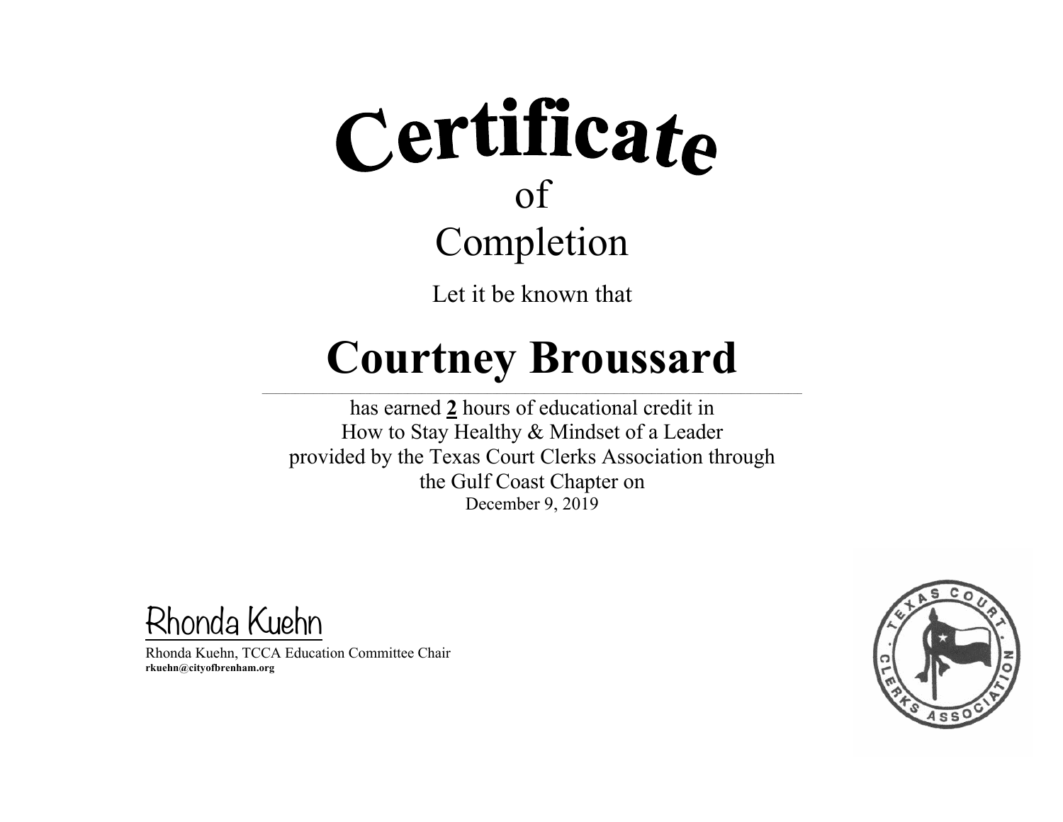# Certificate

of

## Completion

Let it be known that

# Courtney Broussard

has earned **2** hours of educational credit in
How to Stay Healthy & Mindset of a Leader
provided by the Texas Court Clerks Association through
the Gulf Coast Chapter on
December 9, 2019

Rhonda Kuehn

Rhonda Kuehn, TCCA Education Committee Chair
**rkuehn@cityofbrenham.org**

TEXAS COURT CLERKS ASSOCIATION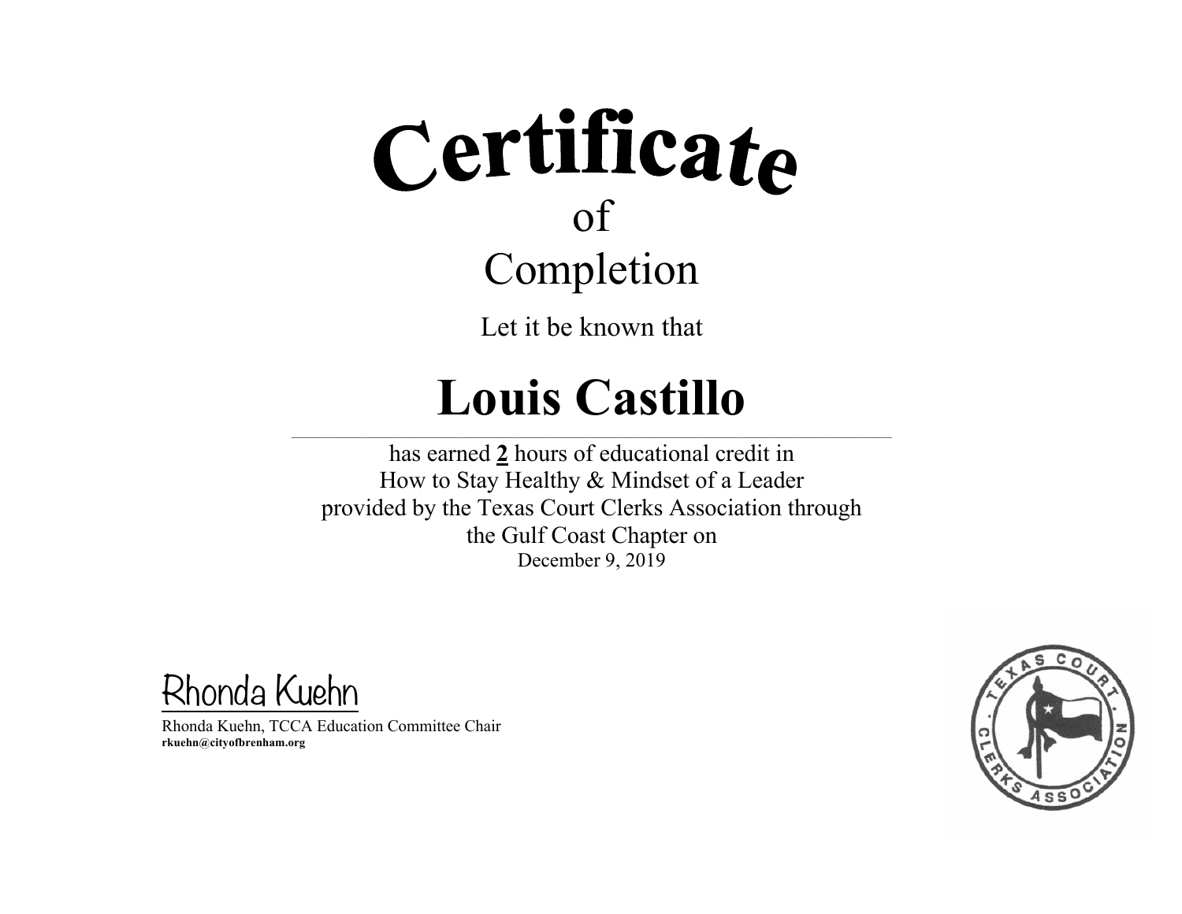# Certificate

of

Completion

Let it be known that

## Louis Castillo

has earned **2** hours of educational credit in
How to Stay Healthy & Mindset of a Leader
provided by the Texas Court Clerks Association through
the Gulf Coast Chapter on
December 9, 2019

Rhonda Kuehn

Rhonda Kuehn, TCCA Education Committee Chair
**rkuehn@cityofbrenham.org**

TEXAS COURT CLERKS ASSOCIATION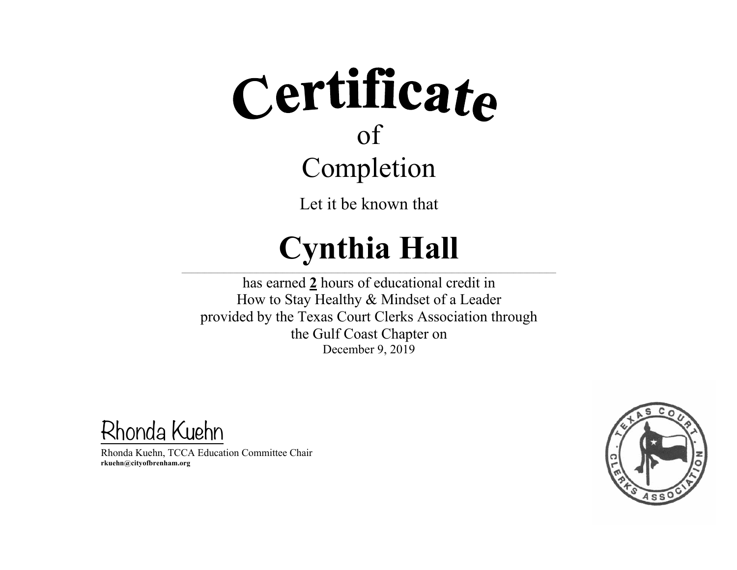# Certificate

of

Completion

Let it be known that

# Cynthia Hall

---

has earned **2** hours of educational credit in
How to Stay Healthy & Mindset of a Leader
provided by the Texas Court Clerks Association through
the Gulf Coast Chapter on
December 9, 2019

Rhonda Kuehn

Rhonda Kuehn, TCCA Education Committee Chair
**rkuehn@cityofbrenham.org**

TEXAS COURT CLERKS ASSOCIATION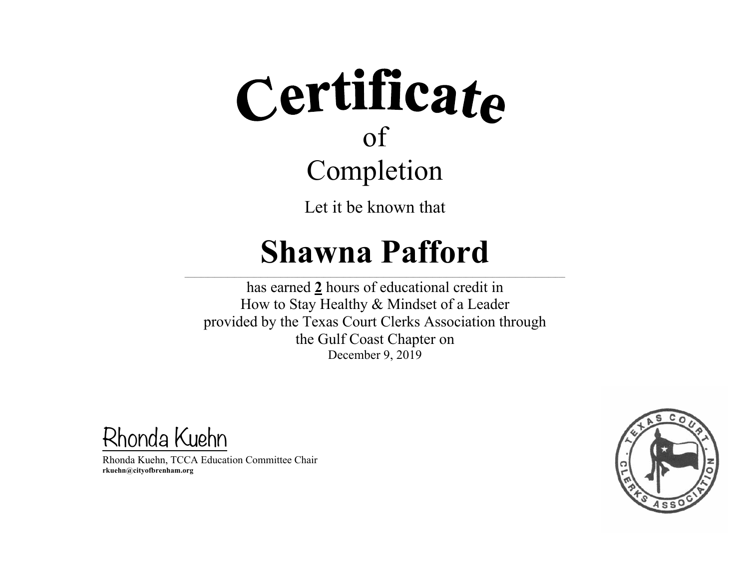# Certificate
## of
## Completion

Let it be known that

# Shawna Pafford

---

has earned **2** hours of educational credit in
How to Stay Healthy & Mindset of a Leader
provided by the Texas Court Clerks Association through
the Gulf Coast Chapter on
December 9, 2019

Rhonda Kuehn

Rhonda Kuehn, TCCA Education Committee Chair
**rkuehn@cityofbrenham.org**

TEXAS COURT CLERKS ASSOCIATION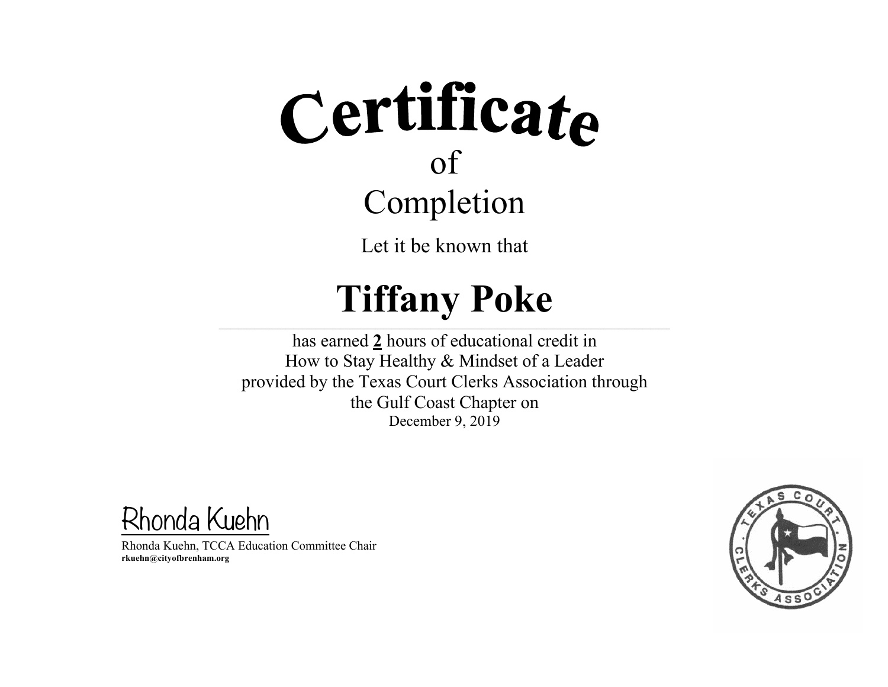# Certificate

of

## Completion

Let it be known that

# Tiffany Poke

has earned **2** hours of educational credit in
How to Stay Healthy & Mindset of a Leader
provided by the Texas Court Clerks Association through
the Gulf Coast Chapter on
December 9, 2019

Rhonda Kuehn

Rhonda Kuehn, TCCA Education Committee Chair
**rkuehn@cityofbrenham.org**

TEXAS COURT CLERKS ASSOCIATION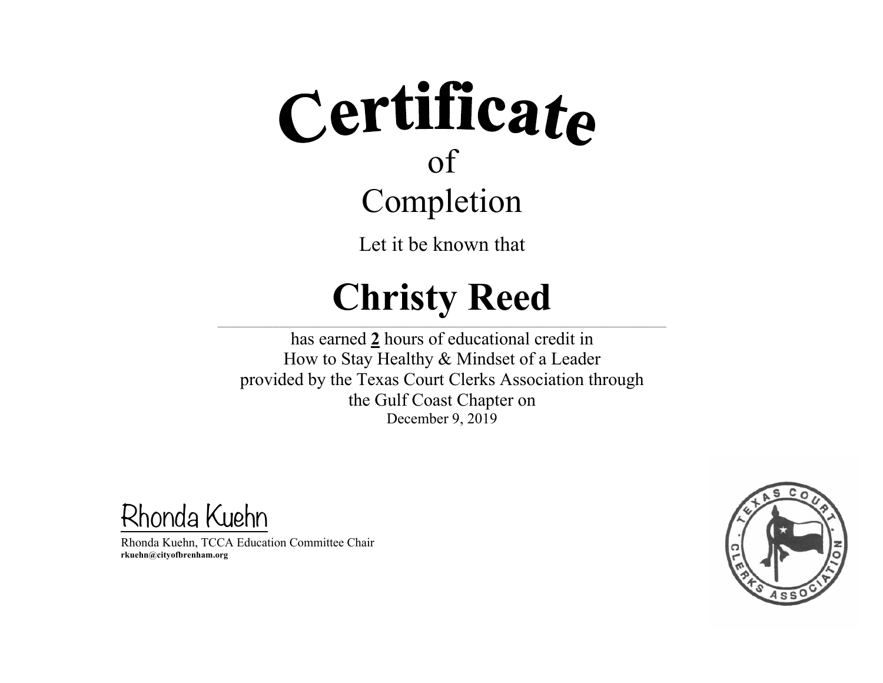# Certificate

of

Completion

Let it be known that

# **Christy Reed**

---

has earned **2** hours of educational credit in
How to Stay Healthy & Mindset of a Leader
provided by the Texas Court Clerks Association through
the Gulf Coast Chapter on
December 9, 2019

Rhonda Kuehn

Rhonda Kuehn, TCCA Education Committee Chair
**rkuehn@cityofbrenham.org**

TEXAS COURT CLERKS ASSOCIATION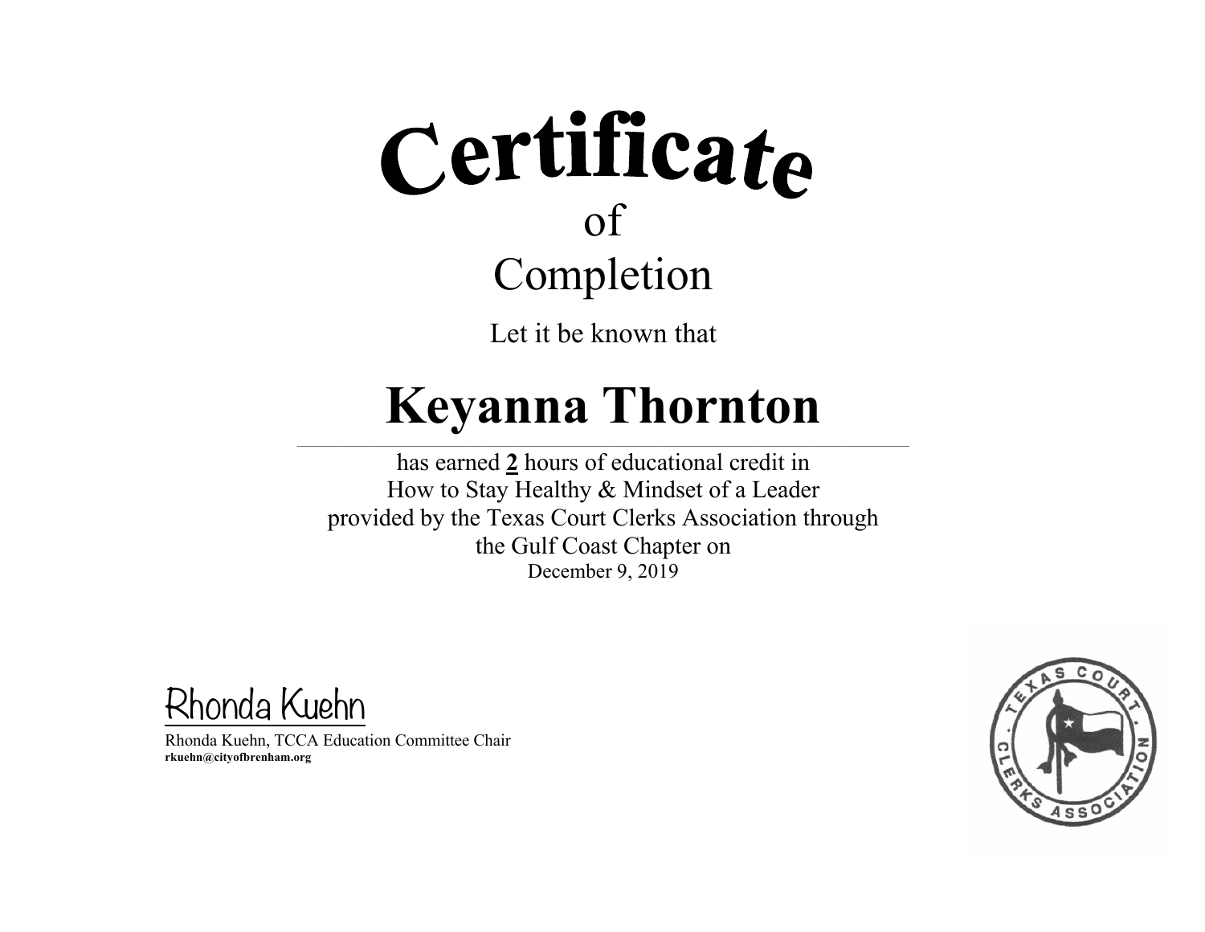# Certificate
of
## Completion

Let it be known that

# Keyanna Thornton

has earned **2** hours of educational credit in
How to Stay Healthy & Mindset of a Leader
provided by the Texas Court Clerks Association through
the Gulf Coast Chapter on
December 9, 2019

Rhonda Kuehn

Rhonda Kuehn, TCCA Education Committee Chair
**rkuehn@cityofbrenham.org**

TEXAS COURT CLERKS ASSOCIATION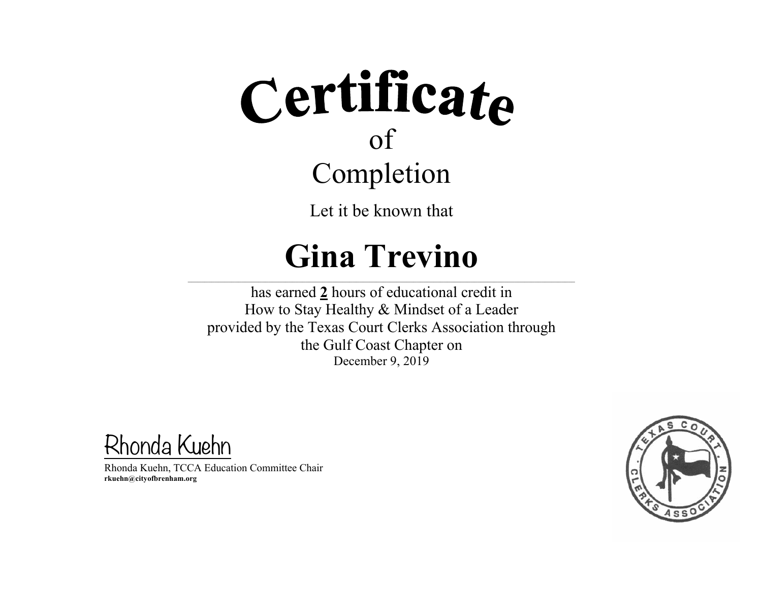# Certificate

## of

## Completion

Let it be known that

# Gina Trevino

has earned **2** hours of educational credit in
How to Stay Healthy & Mindset of a Leader
provided by the Texas Court Clerks Association through
the Gulf Coast Chapter on
December 9, 2019

Rhonda Kuehn

Rhonda Kuehn, TCCA Education Committee Chair
**rkuehn@cityofbrenham.org**

TEXAS COURT CLERKS ASSOCIATION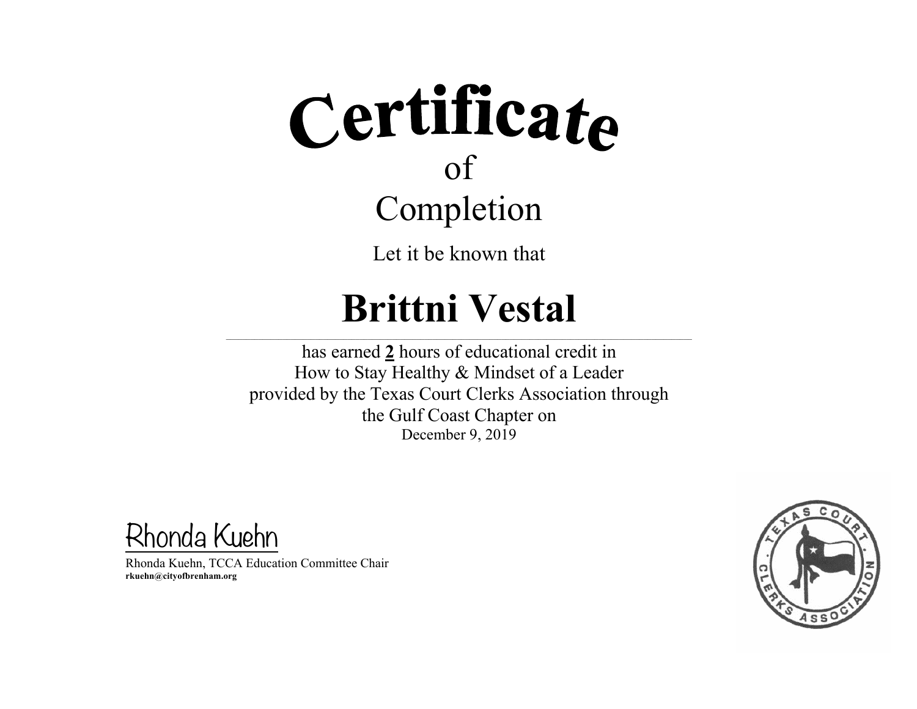# Certificate

## of

## Completion

Let it be known that

# Brittni Vestal

has earned **2** hours of educational credit in
How to Stay Healthy & Mindset of a Leader
provided by the Texas Court Clerks Association through
the Gulf Coast Chapter on
December 9, 2019

Rhonda Kuehn

Rhonda Kuehn, TCCA Education Committee Chair
**rkuehn@cityofbrenham.org**

TEXAS COURT CLERKS ASSOCIATION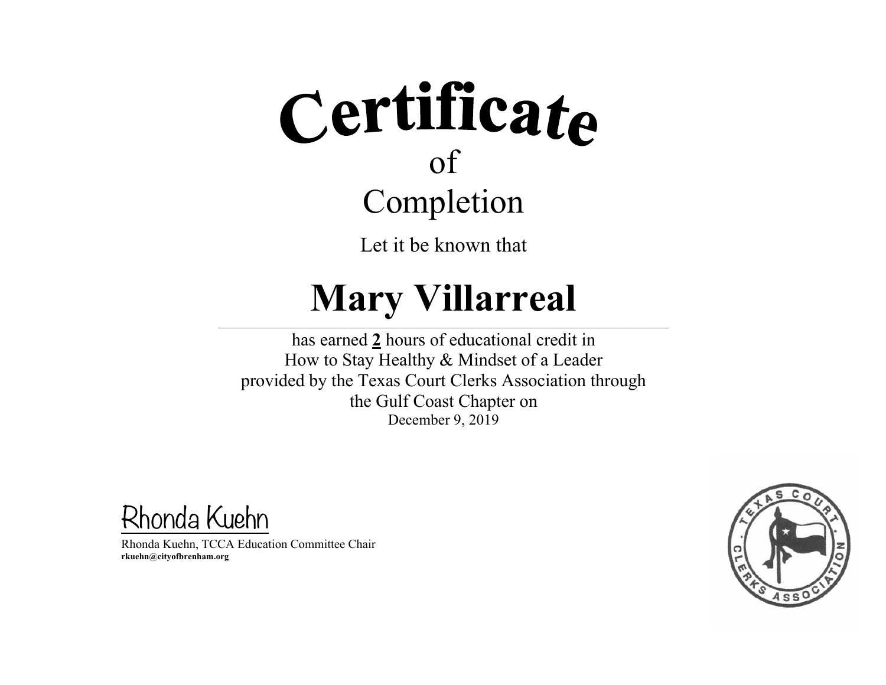# Certificate

of

Completion

Let it be known that

## Mary Villarreal

has earned **2** hours of educational credit in
How to Stay Healthy & Mindset of a Leader
provided by the Texas Court Clerks Association through
the Gulf Coast Chapter on
December 9, 2019

Rhonda Kuehn

Rhonda Kuehn, TCCA Education Committee Chair
**rkuehn@cityofbrenham.org**

TEXAS COURT CLERKS ASSOCIATION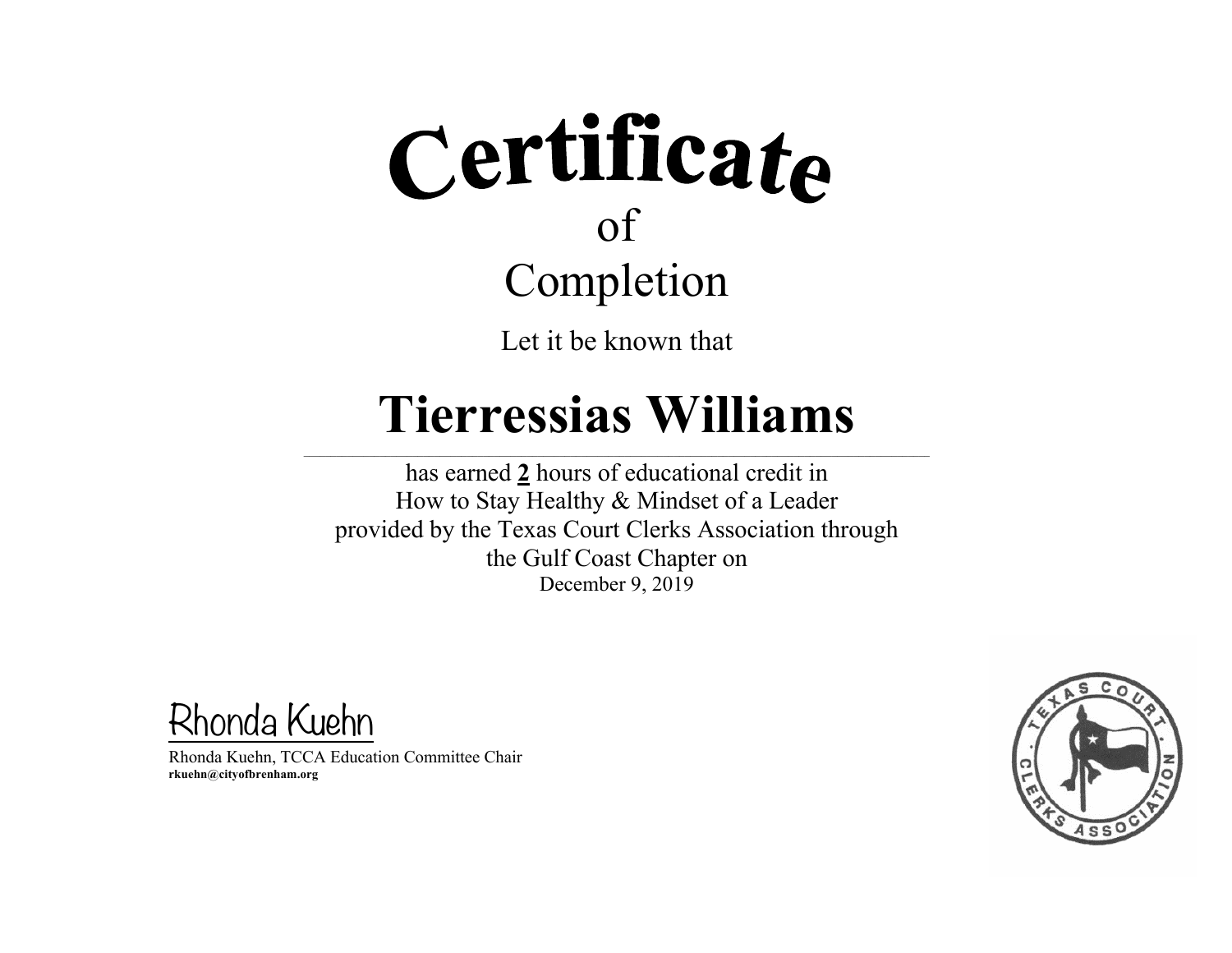# Certificate

of

## Completion

Let it be known that

# Tierressias Williams

---

has earned **2** hours of educational credit in
How to Stay Healthy & Mindset of a Leader
provided by the Texas Court Clerks Association through
the Gulf Coast Chapter on
December 9, 2019

Rhonda Kuehn

Rhonda Kuehn, TCCA Education Committee Chair
**rkuehn@cityofbrenham.org**

TEXAS COURT CLERKS ASSOCIATION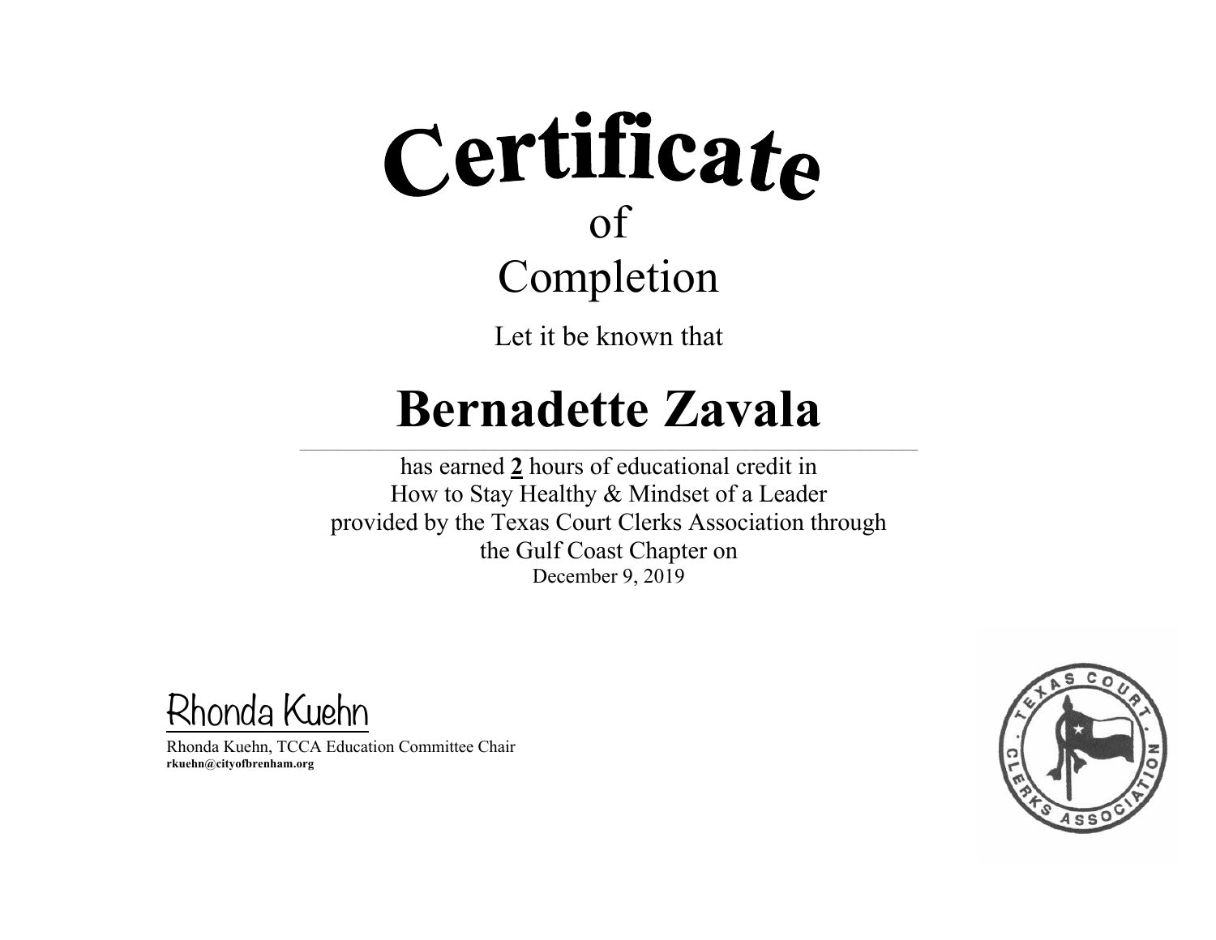# Certificate

of

Completion

Let it be known that

## Bernadette Zavala

has earned **2** hours of educational credit in
How to Stay Healthy & Mindset of a Leader
provided by the Texas Court Clerks Association through
the Gulf Coast Chapter on
December 9, 2019

Rhonda Kuehn

Rhonda Kuehn, TCCA Education Committee Chair
**rkuehn@cityofbrenham.org**

TEXAS COURT CLERKS ASSOCIATION